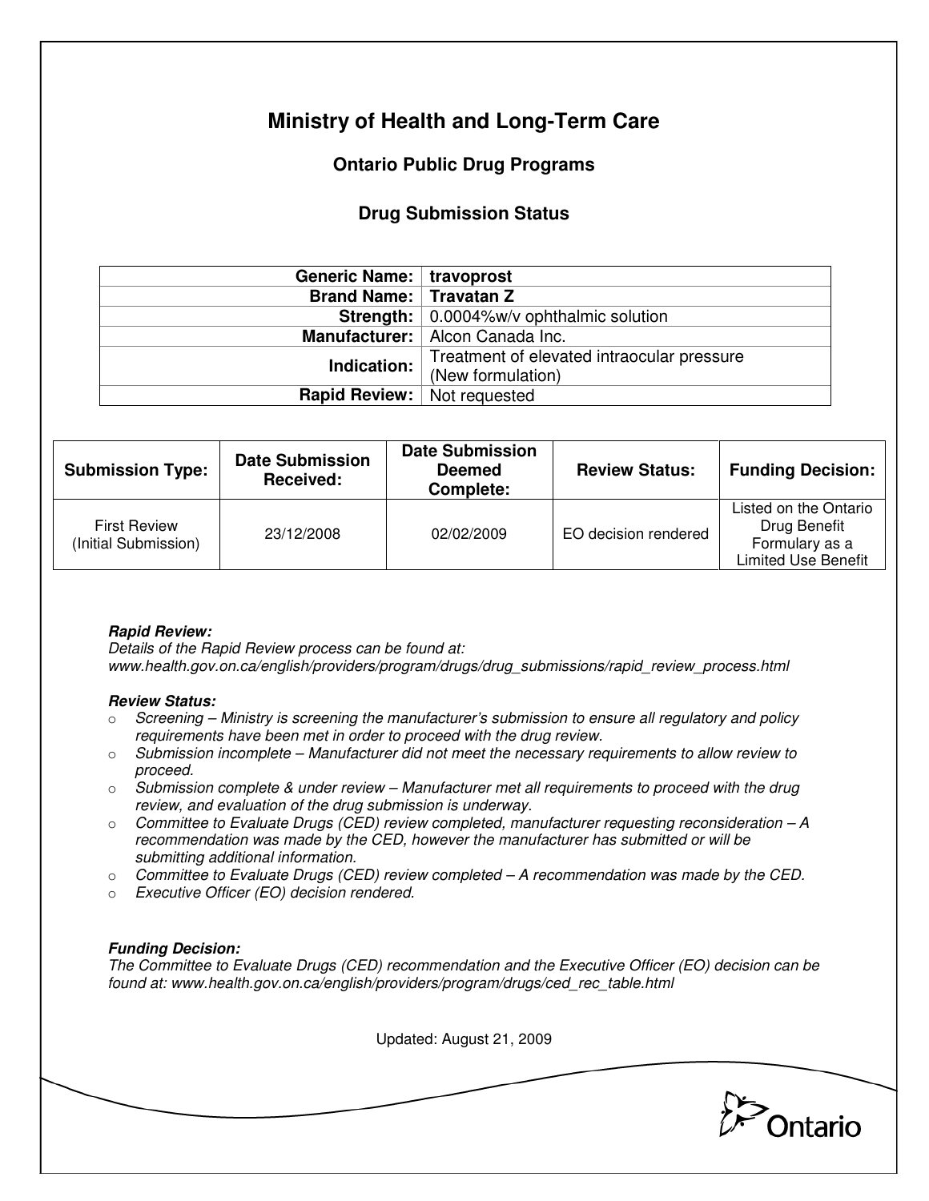# Ministry of Health and Long-Term Care

## Ontario Public Drug Programs

### Drug Submission Status

| | |
|---|---|
| **Generic Name:** | **travoprost** |
| **Brand Name:** | **Travatan Z** |
| **Strength:** | 0.0004%w/v ophthalmic solution |
| **Manufacturer:** | Alcon Canada Inc. |
| **Indication:** | Treatment of elevated intraocular pressure (New formulation) |
| **Rapid Review:** | Not requested |

| Submission Type: | Date Submission Received: | Date Submission Deemed Complete: | Review Status: | Funding Decision: |
|---|---|---|---|---|
| First Review (Initial Submission) | 23/12/2008 | 02/02/2009 | EO decision rendered | Listed on the Ontario Drug Benefit Formulary as a Limited Use Benefit |

***Rapid Review:***
*Details of the Rapid Review process can be found at:*
*www.health.gov.on.ca/english/providers/program/drugs/drug_submissions/rapid_review_process.html*

***Review Status:***

- *Screening – Ministry is screening the manufacturer's submission to ensure all regulatory and policy requirements have been met in order to proceed with the drug review.*
- *Submission incomplete – Manufacturer did not meet the necessary requirements to allow review to proceed.*
- *Submission complete & under review – Manufacturer met all requirements to proceed with the drug review, and evaluation of the drug submission is underway.*
- *Committee to Evaluate Drugs (CED) review completed, manufacturer requesting reconsideration – A recommendation was made by the CED, however the manufacturer has submitted or will be submitting additional information.*
- *Committee to Evaluate Drugs (CED) review completed – A recommendation was made by the CED.*
- *Executive Officer (EO) decision rendered.*

***Funding Decision:***
*The Committee to Evaluate Drugs (CED) recommendation and the Executive Officer (EO) decision can be found at: www.health.gov.on.ca/english/providers/program/drugs/ced_rec_table.html*

Updated: August 21, 2009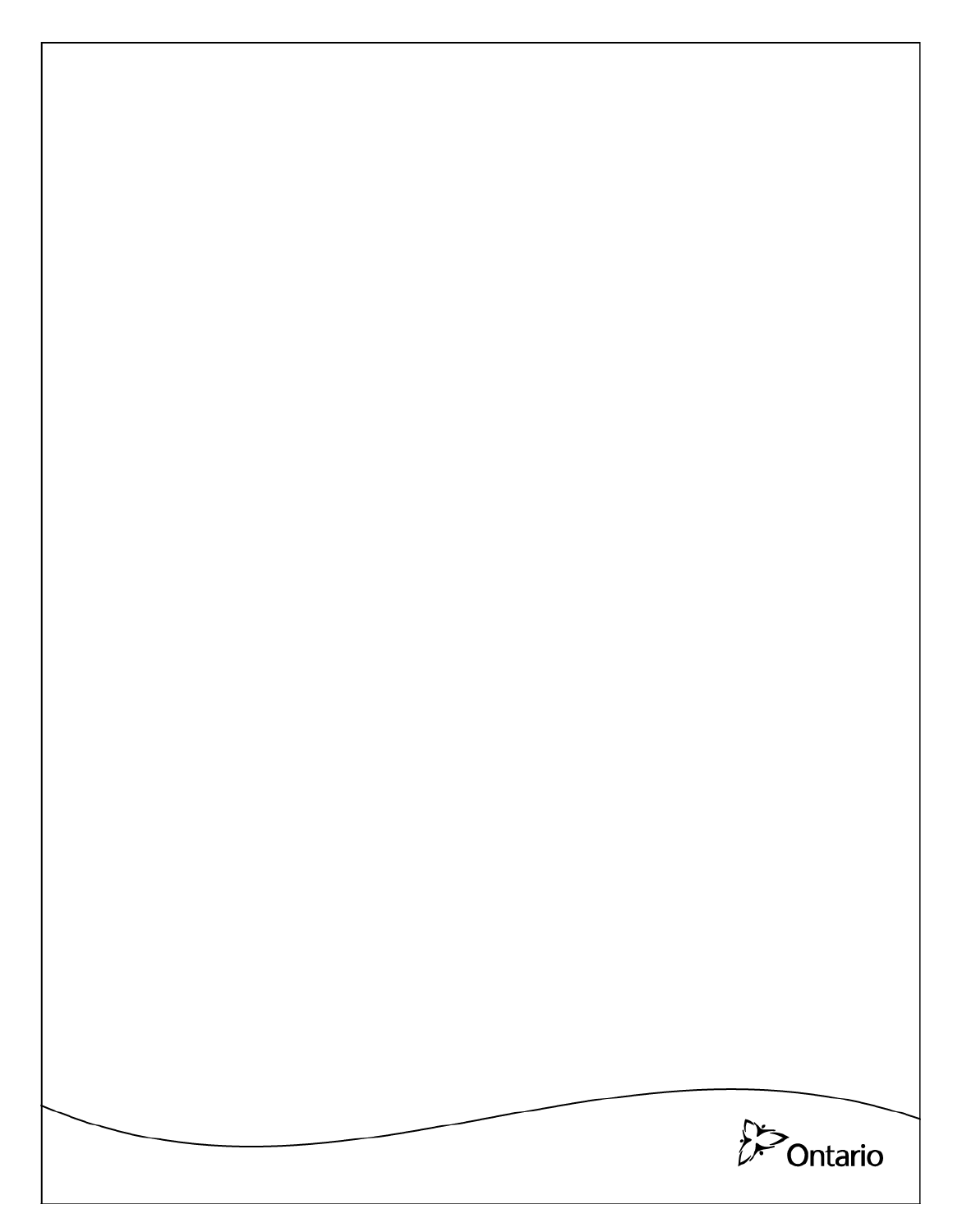Ontario